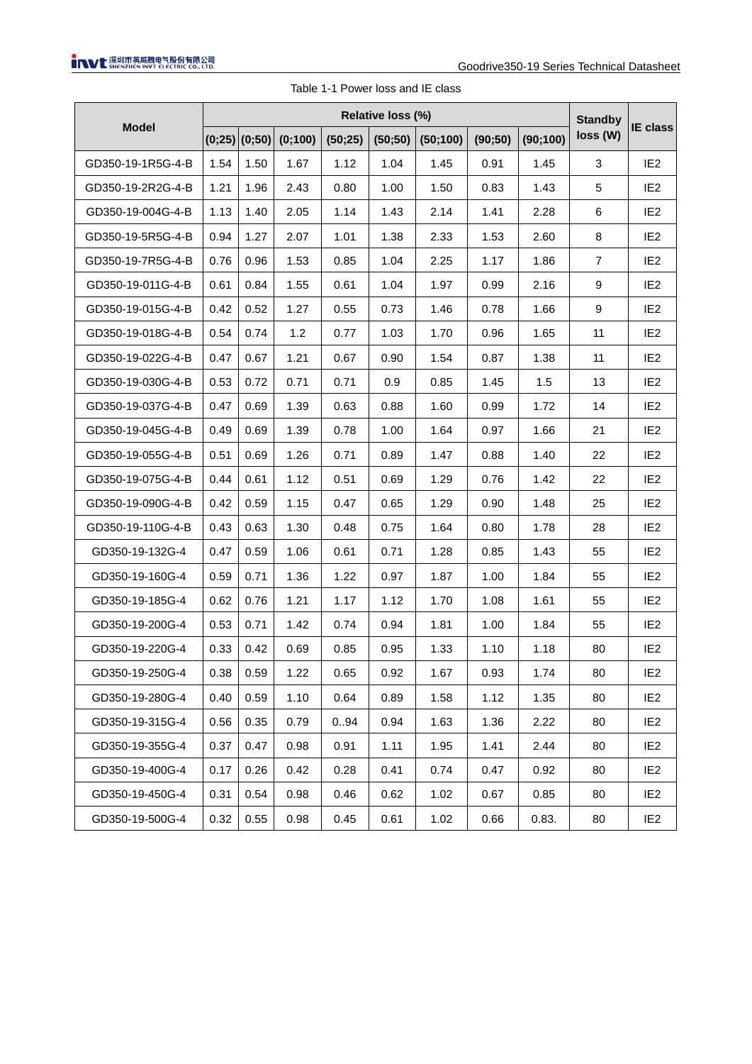Table 1-1 Power loss and IE class

| Model | Relative loss (%) | | | | | | | | Standby loss (W) | IE class |
|---|---|---|---|---|---|---|---|---|---|---|
| | (0;25) | (0;50) | (0;100) | (50;25) | (50;50) | (50;100) | (90;50) | (90;100) | | |
| GD350-19-1R5G-4-B | 1.54 | 1.50 | 1.67 | 1.12 | 1.04 | 1.45 | 0.91 | 1.45 | 3 | IE2 |
| GD350-19-2R2G-4-B | 1.21 | 1.96 | 2.43 | 0.80 | 1.00 | 1.50 | 0.83 | 1.43 | 5 | IE2 |
| GD350-19-004G-4-B | 1.13 | 1.40 | 2.05 | 1.14 | 1.43 | 2.14 | 1.41 | 2.28 | 6 | IE2 |
| GD350-19-5R5G-4-B | 0.94 | 1.27 | 2.07 | 1.01 | 1.38 | 2.33 | 1.53 | 2.60 | 8 | IE2 |
| GD350-19-7R5G-4-B | 0.76 | 0.96 | 1.53 | 0.85 | 1.04 | 2.25 | 1.17 | 1.86 | 7 | IE2 |
| GD350-19-011G-4-B | 0.61 | 0.84 | 1.55 | 0.61 | 1.04 | 1.97 | 0.99 | 2.16 | 9 | IE2 |
| GD350-19-015G-4-B | 0.42 | 0.52 | 1.27 | 0.55 | 0.73 | 1.46 | 0.78 | 1.66 | 9 | IE2 |
| GD350-19-018G-4-B | 0.54 | 0.74 | 1.2 | 0.77 | 1.03 | 1.70 | 0.96 | 1.65 | 11 | IE2 |
| GD350-19-022G-4-B | 0.47 | 0.67 | 1.21 | 0.67 | 0.90 | 1.54 | 0.87 | 1.38 | 11 | IE2 |
| GD350-19-030G-4-B | 0.53 | 0.72 | 0.71 | 0.71 | 0.9 | 0.85 | 1.45 | 1.5 | 13 | IE2 |
| GD350-19-037G-4-B | 0.47 | 0.69 | 1.39 | 0.63 | 0.88 | 1.60 | 0.99 | 1.72 | 14 | IE2 |
| GD350-19-045G-4-B | 0.49 | 0.69 | 1.39 | 0.78 | 1.00 | 1.64 | 0.97 | 1.66 | 21 | IE2 |
| GD350-19-055G-4-B | 0.51 | 0.69 | 1.26 | 0.71 | 0.89 | 1.47 | 0.88 | 1.40 | 22 | IE2 |
| GD350-19-075G-4-B | 0.44 | 0.61 | 1.12 | 0.51 | 0.69 | 1.29 | 0.76 | 1.42 | 22 | IE2 |
| GD350-19-090G-4-B | 0.42 | 0.59 | 1.15 | 0.47 | 0.65 | 1.29 | 0.90 | 1.48 | 25 | IE2 |
| GD350-19-110G-4-B | 0.43 | 0.63 | 1.30 | 0.48 | 0.75 | 1.64 | 0.80 | 1.78 | 28 | IE2 |
| GD350-19-132G-4 | 0.47 | 0.59 | 1.06 | 0.61 | 0.71 | 1.28 | 0.85 | 1.43 | 55 | IE2 |
| GD350-19-160G-4 | 0.59 | 0.71 | 1.36 | 1.22 | 0.97 | 1.87 | 1.00 | 1.84 | 55 | IE2 |
| GD350-19-185G-4 | 0.62 | 0.76 | 1.21 | 1.17 | 1.12 | 1.70 | 1.08 | 1.61 | 55 | IE2 |
| GD350-19-200G-4 | 0.53 | 0.71 | 1.42 | 0.74 | 0.94 | 1.81 | 1.00 | 1.84 | 55 | IE2 |
| GD350-19-220G-4 | 0.33 | 0.42 | 0.69 | 0.85 | 0.95 | 1.33 | 1.10 | 1.18 | 80 | IE2 |
| GD350-19-250G-4 | 0.38 | 0.59 | 1.22 | 0.65 | 0.92 | 1.67 | 0.93 | 1.74 | 80 | IE2 |
| GD350-19-280G-4 | 0.40 | 0.59 | 1.10 | 0.64 | 0.89 | 1.58 | 1.12 | 1.35 | 80 | IE2 |
| GD350-19-315G-4 | 0.56 | 0.35 | 0.79 | 0..94 | 0.94 | 1.63 | 1.36 | 2.22 | 80 | IE2 |
| GD350-19-355G-4 | 0.37 | 0.47 | 0.98 | 0.91 | 1.11 | 1.95 | 1.41 | 2.44 | 80 | IE2 |
| GD350-19-400G-4 | 0.17 | 0.26 | 0.42 | 0.28 | 0.41 | 0.74 | 0.47 | 0.92 | 80 | IE2 |
| GD350-19-450G-4 | 0.31 | 0.54 | 0.98 | 0.46 | 0.62 | 1.02 | 0.67 | 0.85 | 80 | IE2 |
| GD350-19-500G-4 | 0.32 | 0.55 | 0.98 | 0.45 | 0.61 | 1.02 | 0.66 | 0.83. | 80 | IE2 |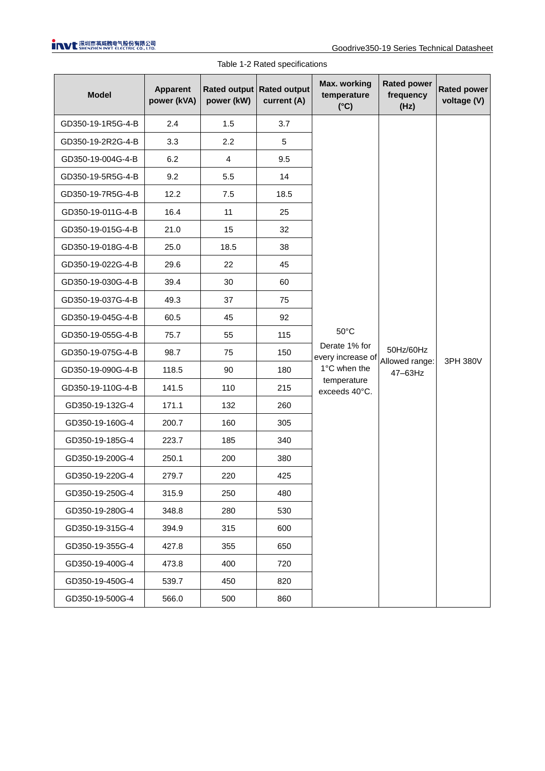Table 1-2 Rated specifications

| Model | Apparent power (kVA) | Rated output power (kW) | Rated output current (A) | Max. working temperature (°C) | Rated power frequency (Hz) | Rated power voltage (V) |
|---|---|---|---|---|---|---|
| GD350-19-1R5G-4-B | 2.4 | 1.5 | 3.7 | 50°C Derate 1% for every increase of 1°C when the temperature exceeds 40°C. | 50Hz/60Hz Allowed range: 47–63Hz | 3PH 380V |
| GD350-19-2R2G-4-B | 3.3 | 2.2 | 5 | | | |
| GD350-19-004G-4-B | 6.2 | 4 | 9.5 | | | |
| GD350-19-5R5G-4-B | 9.2 | 5.5 | 14 | | | |
| GD350-19-7R5G-4-B | 12.2 | 7.5 | 18.5 | | | |
| GD350-19-011G-4-B | 16.4 | 11 | 25 | | | |
| GD350-19-015G-4-B | 21.0 | 15 | 32 | | | |
| GD350-19-018G-4-B | 25.0 | 18.5 | 38 | | | |
| GD350-19-022G-4-B | 29.6 | 22 | 45 | | | |
| GD350-19-030G-4-B | 39.4 | 30 | 60 | | | |
| GD350-19-037G-4-B | 49.3 | 37 | 75 | | | |
| GD350-19-045G-4-B | 60.5 | 45 | 92 | | | |
| GD350-19-055G-4-B | 75.7 | 55 | 115 | | | |
| GD350-19-075G-4-B | 98.7 | 75 | 150 | | | |
| GD350-19-090G-4-B | 118.5 | 90 | 180 | | | |
| GD350-19-110G-4-B | 141.5 | 110 | 215 | | | |
| GD350-19-132G-4 | 171.1 | 132 | 260 | | | |
| GD350-19-160G-4 | 200.7 | 160 | 305 | | | |
| GD350-19-185G-4 | 223.7 | 185 | 340 | | | |
| GD350-19-200G-4 | 250.1 | 200 | 380 | | | |
| GD350-19-220G-4 | 279.7 | 220 | 425 | | | |
| GD350-19-250G-4 | 315.9 | 250 | 480 | | | |
| GD350-19-280G-4 | 348.8 | 280 | 530 | | | |
| GD350-19-315G-4 | 394.9 | 315 | 600 | | | |
| GD350-19-355G-4 | 427.8 | 355 | 650 | | | |
| GD350-19-400G-4 | 473.8 | 400 | 720 | | | |
| GD350-19-450G-4 | 539.7 | 450 | 820 | | | |
| GD350-19-500G-4 | 566.0 | 500 | 860 | | | |